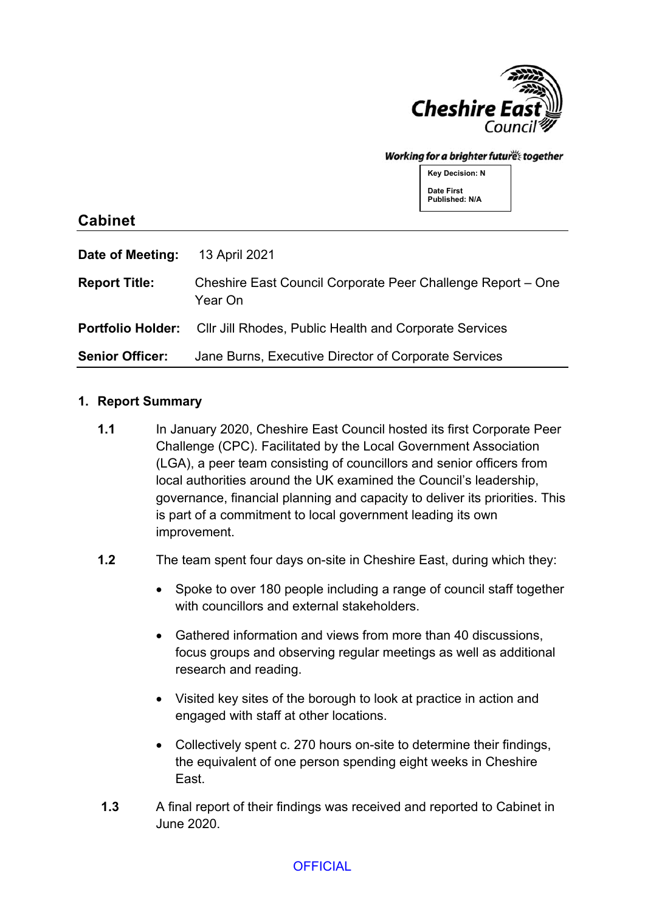Key Decision: N

Date First Published: N/A

## Cabinet

| | |
|---|---|
| **Date of Meeting:** | 13 April 2021 |
| **Report Title:** | Cheshire East Council Corporate Peer Challenge Report – One Year On |
| **Portfolio Holder:** | Cllr Jill Rhodes, Public Health and Corporate Services |
| **Senior Officer:** | Jane Burns, Executive Director of Corporate Services |

### 1. Report Summary

1.1 In January 2020, Cheshire East Council hosted its first Corporate Peer Challenge (CPC). Facilitated by the Local Government Association (LGA), a peer team consisting of councillors and senior officers from local authorities around the UK examined the Council's leadership, governance, financial planning and capacity to deliver its priorities. This is part of a commitment to local government leading its own improvement.

1.2 The team spent four days on-site in Cheshire East, during which they:

- Spoke to over 180 people including a range of council staff together with councillors and external stakeholders.
- Gathered information and views from more than 40 discussions, focus groups and observing regular meetings as well as additional research and reading.
- Visited key sites of the borough to look at practice in action and engaged with staff at other locations.
- Collectively spent c. 270 hours on-site to determine their findings, the equivalent of one person spending eight weeks in Cheshire East.

1.3 A final report of their findings was received and reported to Cabinet in June 2020.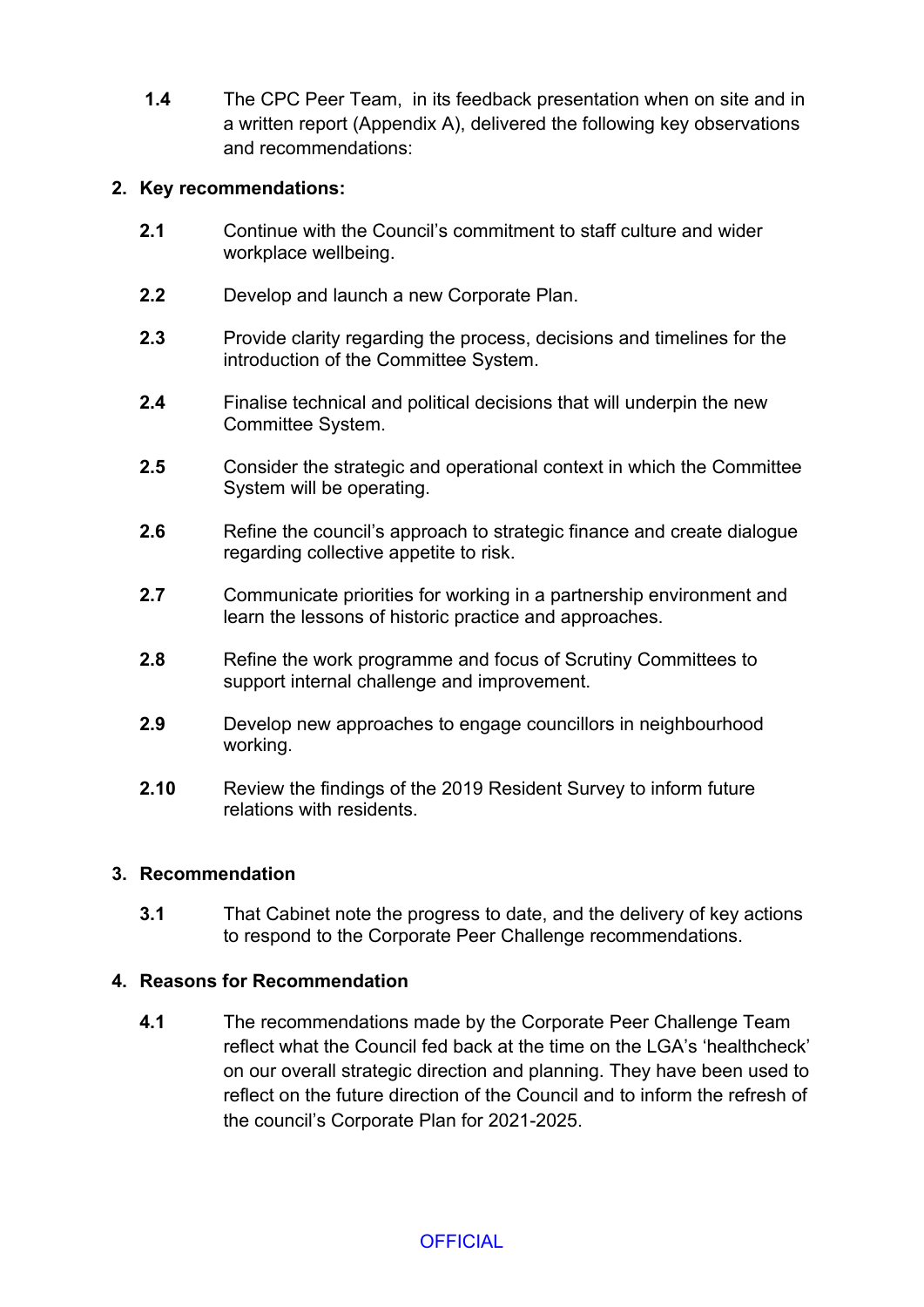**1.4** The CPC Peer Team, in its feedback presentation when on site and in a written report (Appendix A), delivered the following key observations and recommendations:

## 2. Key recommendations:

**2.1** Continue with the Council's commitment to staff culture and wider workplace wellbeing.

**2.2** Develop and launch a new Corporate Plan.

**2.3** Provide clarity regarding the process, decisions and timelines for the introduction of the Committee System.

**2.4** Finalise technical and political decisions that will underpin the new Committee System.

**2.5** Consider the strategic and operational context in which the Committee System will be operating.

**2.6** Refine the council's approach to strategic finance and create dialogue regarding collective appetite to risk.

**2.7** Communicate priorities for working in a partnership environment and learn the lessons of historic practice and approaches.

**2.8** Refine the work programme and focus of Scrutiny Committees to support internal challenge and improvement.

**2.9** Develop new approaches to engage councillors in neighbourhood working.

**2.10** Review the findings of the 2019 Resident Survey to inform future relations with residents.

## 3. Recommendation

**3.1** That Cabinet note the progress to date, and the delivery of key actions to respond to the Corporate Peer Challenge recommendations.

## 4. Reasons for Recommendation

**4.1** The recommendations made by the Corporate Peer Challenge Team reflect what the Council fed back at the time on the LGA's 'healthcheck' on our overall strategic direction and planning. They have been used to reflect on the future direction of the Council and to inform the refresh of the council's Corporate Plan for 2021-2025.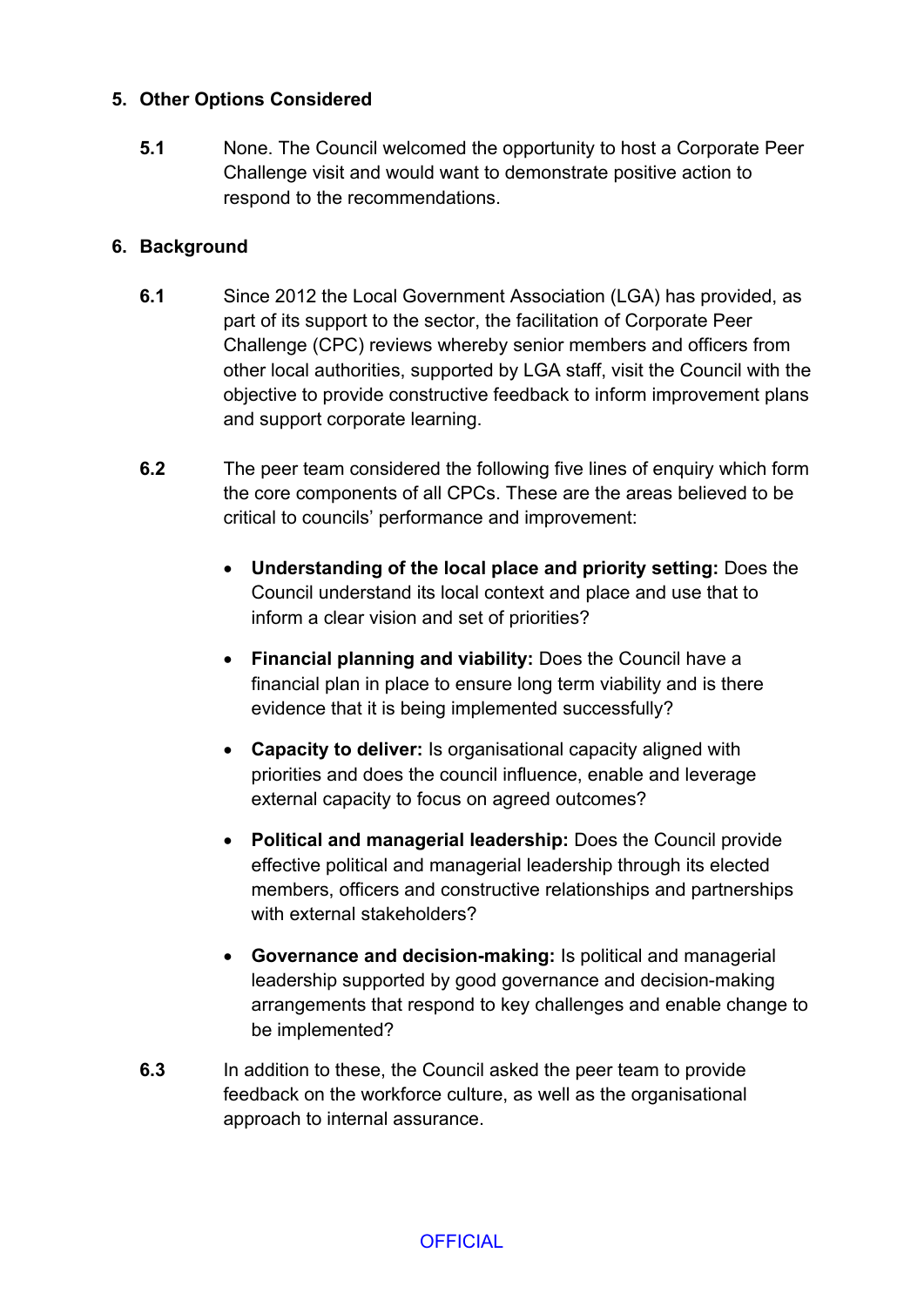## 5. Other Options Considered

**5.1** None. The Council welcomed the opportunity to host a Corporate Peer Challenge visit and would want to demonstrate positive action to respond to the recommendations.

## 6. Background

**6.1** Since 2012 the Local Government Association (LGA) has provided, as part of its support to the sector, the facilitation of Corporate Peer Challenge (CPC) reviews whereby senior members and officers from other local authorities, supported by LGA staff, visit the Council with the objective to provide constructive feedback to inform improvement plans and support corporate learning.

**6.2** The peer team considered the following five lines of enquiry which form the core components of all CPCs. These are the areas believed to be critical to councils' performance and improvement:

- **Understanding of the local place and priority setting:** Does the Council understand its local context and place and use that to inform a clear vision and set of priorities?
- **Financial planning and viability:** Does the Council have a financial plan in place to ensure long term viability and is there evidence that it is being implemented successfully?
- **Capacity to deliver:** Is organisational capacity aligned with priorities and does the council influence, enable and leverage external capacity to focus on agreed outcomes?
- **Political and managerial leadership:** Does the Council provide effective political and managerial leadership through its elected members, officers and constructive relationships and partnerships with external stakeholders?
- **Governance and decision-making:** Is political and managerial leadership supported by good governance and decision-making arrangements that respond to key challenges and enable change to be implemented?

**6.3** In addition to these, the Council asked the peer team to provide feedback on the workforce culture, as well as the organisational approach to internal assurance.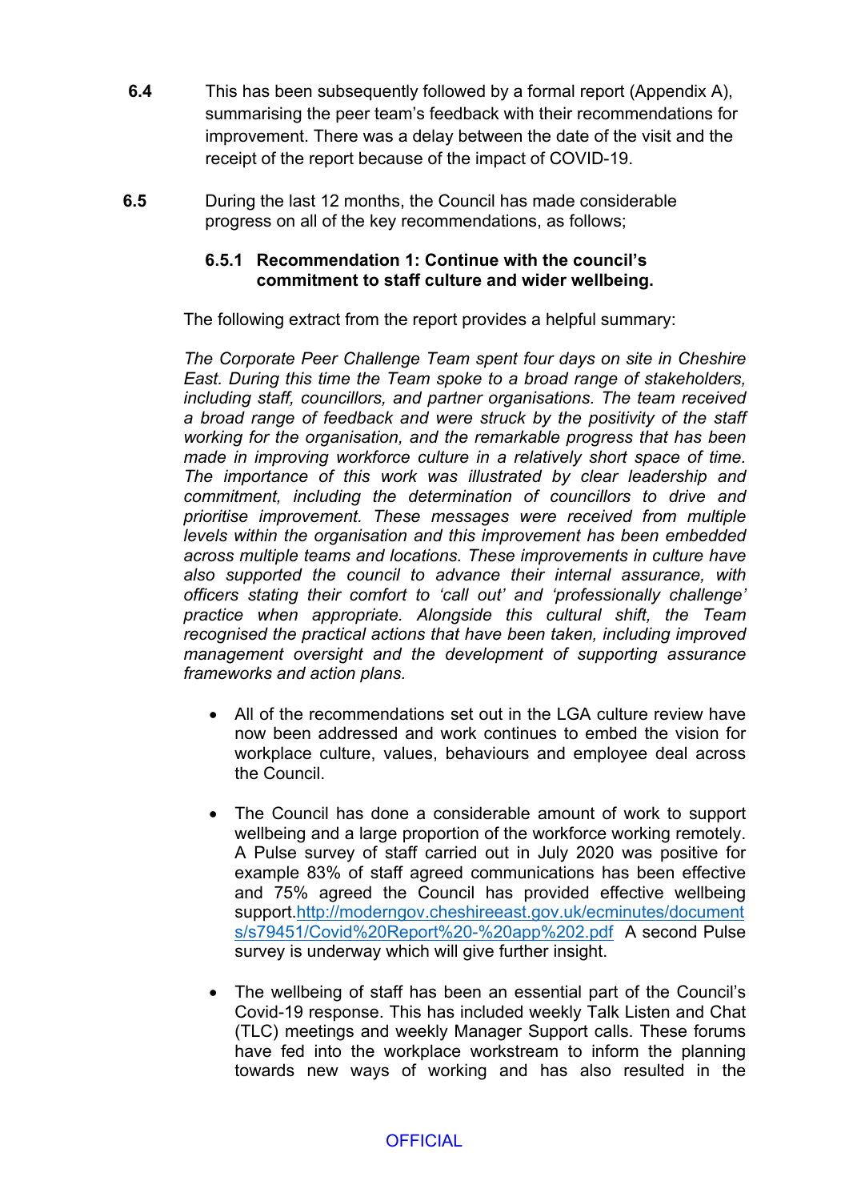**6.4** This has been subsequently followed by a formal report (Appendix A), summarising the peer team's feedback with their recommendations for improvement. There was a delay between the date of the visit and the receipt of the report because of the impact of COVID-19.

**6.5** During the last 12 months, the Council has made considerable progress on all of the key recommendations, as follows;

**6.5.1 Recommendation 1: Continue with the council's commitment to staff culture and wider wellbeing.**

The following extract from the report provides a helpful summary:

*The Corporate Peer Challenge Team spent four days on site in Cheshire East. During this time the Team spoke to a broad range of stakeholders, including staff, councillors, and partner organisations. The team received a broad range of feedback and were struck by the positivity of the staff working for the organisation, and the remarkable progress that has been made in improving workforce culture in a relatively short space of time. The importance of this work was illustrated by clear leadership and commitment, including the determination of councillors to drive and prioritise improvement. These messages were received from multiple levels within the organisation and this improvement has been embedded across multiple teams and locations. These improvements in culture have also supported the council to advance their internal assurance, with officers stating their comfort to 'call out' and 'professionally challenge' practice when appropriate. Alongside this cultural shift, the Team recognised the practical actions that have been taken, including improved management oversight and the development of supporting assurance frameworks and action plans.*

- All of the recommendations set out in the LGA culture review have now been addressed and work continues to embed the vision for workplace culture, values, behaviours and employee deal across the Council.

- The Council has done a considerable amount of work to support wellbeing and a large proportion of the workforce working remotely. A Pulse survey of staff carried out in July 2020 was positive for example 83% of staff agreed communications has been effective and 75% agreed the Council has provided effective wellbeing support.[http://moderngov.cheshireeast.gov.uk/ecminutes/documents/s79451/Covid%20Report%20-%20app%202.pdf](http://moderngov.cheshireeast.gov.uk/ecminutes/documents/s79451/Covid%20Report%20-%20app%202.pdf) A second Pulse survey is underway which will give further insight.

- The wellbeing of staff has been an essential part of the Council's Covid-19 response. This has included weekly Talk Listen and Chat (TLC) meetings and weekly Manager Support calls. These forums have fed into the workplace workstream to inform the planning towards new ways of working and has also resulted in the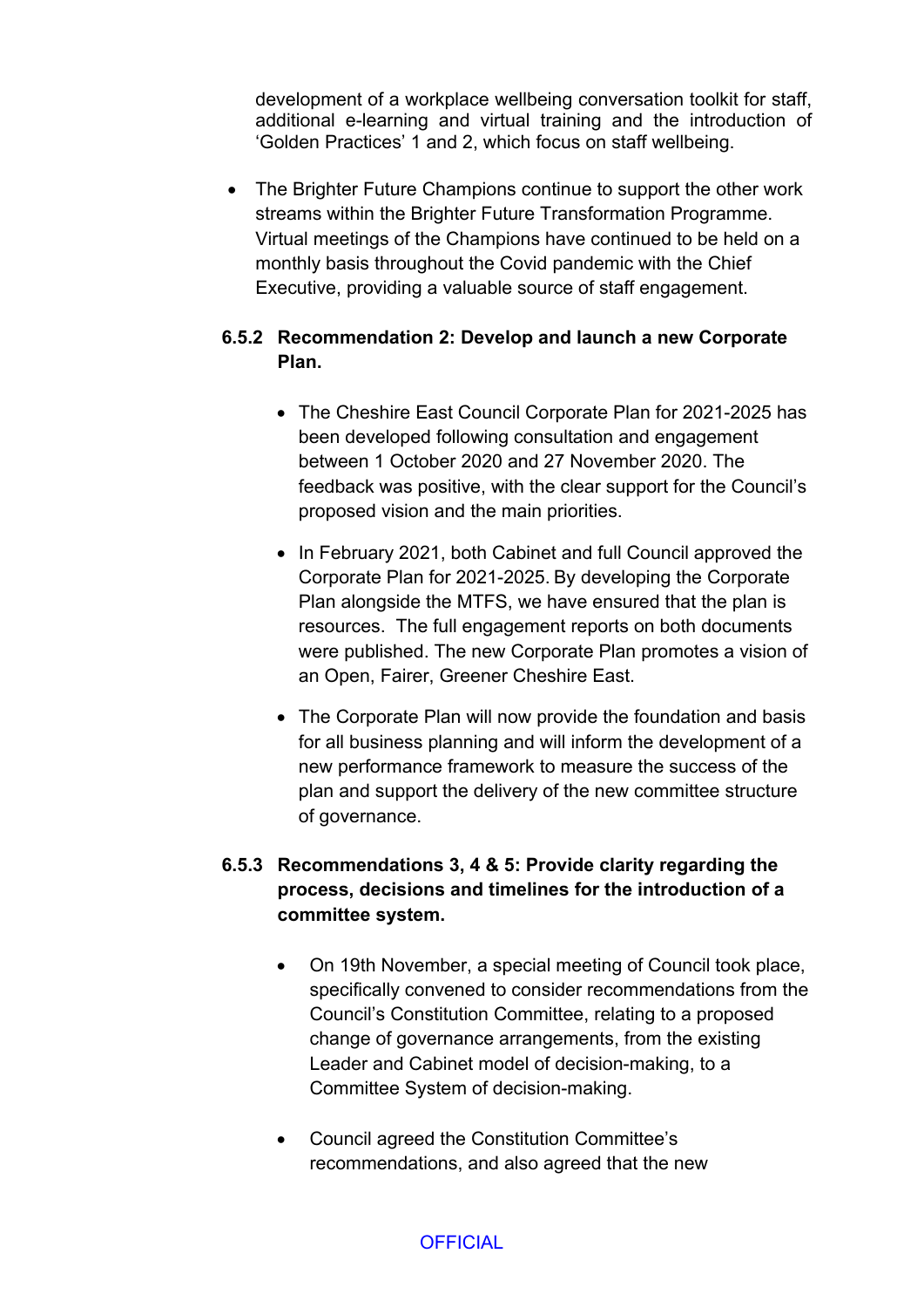development of a workplace wellbeing conversation toolkit for staff, additional e-learning and virtual training and the introduction of 'Golden Practices' 1 and 2, which focus on staff wellbeing.

- The Brighter Future Champions continue to support the other work streams within the Brighter Future Transformation Programme. Virtual meetings of the Champions have continued to be held on a monthly basis throughout the Covid pandemic with the Chief Executive, providing a valuable source of staff engagement.

### 6.5.2 Recommendation 2: Develop and launch a new Corporate Plan.

- The Cheshire East Council Corporate Plan for 2021-2025 has been developed following consultation and engagement between 1 October 2020 and 27 November 2020. The feedback was positive, with the clear support for the Council's proposed vision and the main priorities.

- In February 2021, both Cabinet and full Council approved the Corporate Plan for 2021-2025. By developing the Corporate Plan alongside the MTFS, we have ensured that the plan is resources. The full engagement reports on both documents were published. The new Corporate Plan promotes a vision of an Open, Fairer, Greener Cheshire East.

- The Corporate Plan will now provide the foundation and basis for all business planning and will inform the development of a new performance framework to measure the success of the plan and support the delivery of the new committee structure of governance.

### 6.5.3 Recommendations 3, 4 & 5: Provide clarity regarding the process, decisions and timelines for the introduction of a committee system.

- On 19th November, a special meeting of Council took place, specifically convened to consider recommendations from the Council's Constitution Committee, relating to a proposed change of governance arrangements, from the existing Leader and Cabinet model of decision-making, to a Committee System of decision-making.

- Council agreed the Constitution Committee's recommendations, and also agreed that the new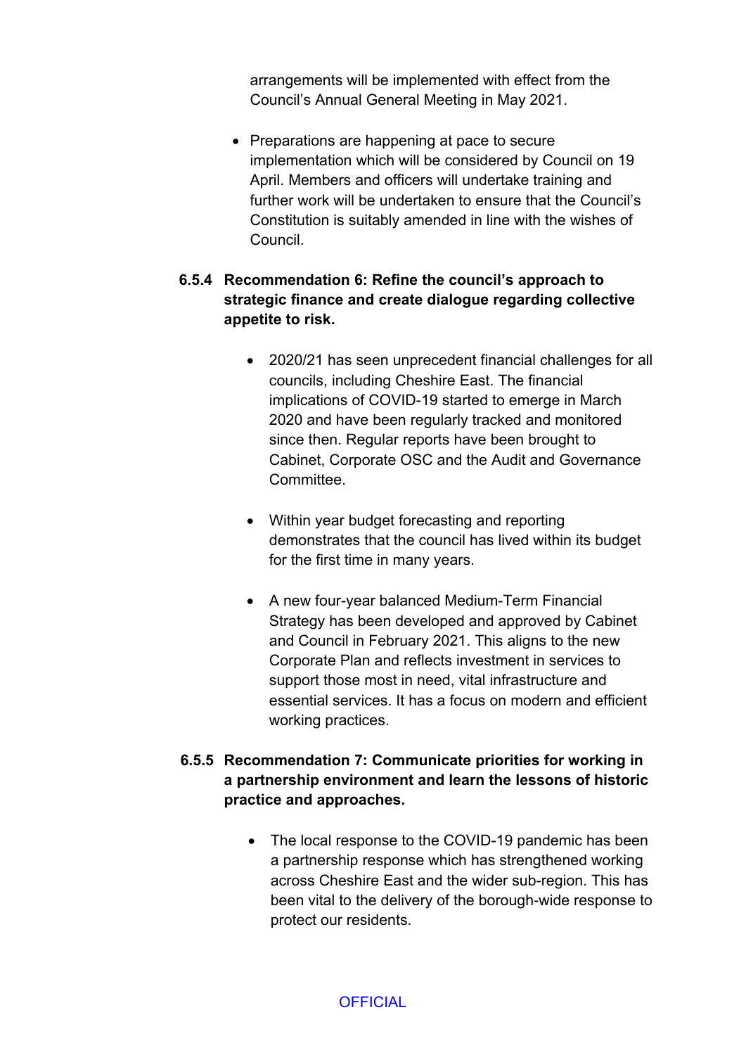arrangements will be implemented with effect from the Council's Annual General Meeting in May 2021.

- Preparations are happening at pace to secure implementation which will be considered by Council on 19 April. Members and officers will undertake training and further work will be undertaken to ensure that the Council's Constitution is suitably amended in line with the wishes of Council.

**6.5.4 Recommendation 6: Refine the council's approach to strategic finance and create dialogue regarding collective appetite to risk.**

- 2020/21 has seen unprecedent financial challenges for all councils, including Cheshire East. The financial implications of COVID-19 started to emerge in March 2020 and have been regularly tracked and monitored since then. Regular reports have been brought to Cabinet, Corporate OSC and the Audit and Governance Committee.

- Within year budget forecasting and reporting demonstrates that the council has lived within its budget for the first time in many years.

- A new four-year balanced Medium-Term Financial Strategy has been developed and approved by Cabinet and Council in February 2021. This aligns to the new Corporate Plan and reflects investment in services to support those most in need, vital infrastructure and essential services. It has a focus on modern and efficient working practices.

**6.5.5 Recommendation 7: Communicate priorities for working in a partnership environment and learn the lessons of historic practice and approaches.**

- The local response to the COVID-19 pandemic has been a partnership response which has strengthened working across Cheshire East and the wider sub-region. This has been vital to the delivery of the borough-wide response to protect our residents.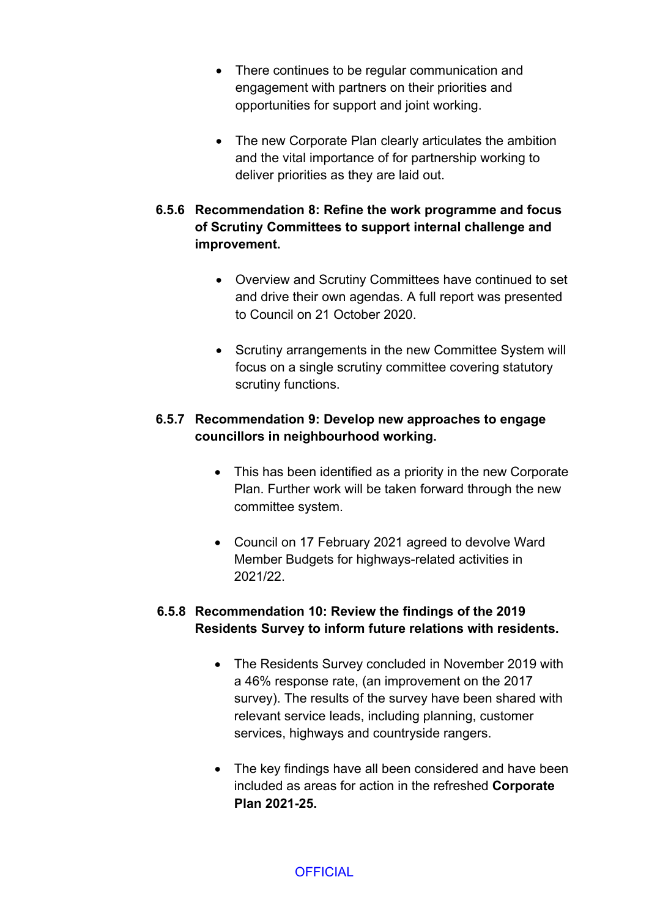- There continues to be regular communication and engagement with partners on their priorities and opportunities for support and joint working.

- The new Corporate Plan clearly articulates the ambition and the vital importance of for partnership working to deliver priorities as they are laid out.

**6.5.6 Recommendation 8: Refine the work programme and focus of Scrutiny Committees to support internal challenge and improvement.**

- Overview and Scrutiny Committees have continued to set and drive their own agendas. A full report was presented to Council on 21 October 2020.

- Scrutiny arrangements in the new Committee System will focus on a single scrutiny committee covering statutory scrutiny functions.

**6.5.7 Recommendation 9: Develop new approaches to engage councillors in neighbourhood working.**

- This has been identified as a priority in the new Corporate Plan. Further work will be taken forward through the new committee system.

- Council on 17 February 2021 agreed to devolve Ward Member Budgets for highways-related activities in 2021/22.

**6.5.8 Recommendation 10: Review the findings of the 2019 Residents Survey to inform future relations with residents.**

- The Residents Survey concluded in November 2019 with a 46% response rate, (an improvement on the 2017 survey). The results of the survey have been shared with relevant service leads, including planning, customer services, highways and countryside rangers.

- The key findings have all been considered and have been included as areas for action in the refreshed **Corporate Plan 2021-25.**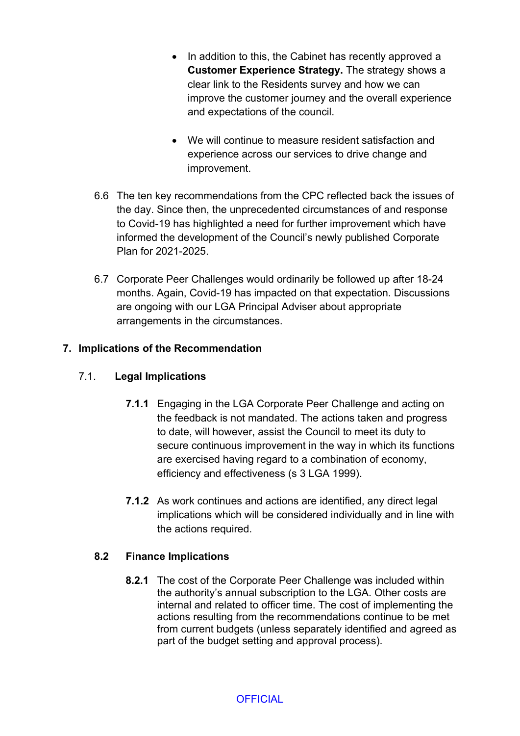- In addition to this, the Cabinet has recently approved a **Customer Experience Strategy.** The strategy shows a clear link to the Residents survey and how we can improve the customer journey and the overall experience and expectations of the council.

- We will continue to measure resident satisfaction and experience across our services to drive change and improvement.

6.6 The ten key recommendations from the CPC reflected back the issues of the day. Since then, the unprecedented circumstances of and response to Covid-19 has highlighted a need for further improvement which have informed the development of the Council's newly published Corporate Plan for 2021-2025.

6.7 Corporate Peer Challenges would ordinarily be followed up after 18-24 months. Again, Covid-19 has impacted on that expectation. Discussions are ongoing with our LGA Principal Adviser about appropriate arrangements in the circumstances.

## 7. Implications of the Recommendation

### 7.1. Legal Implications

**7.1.1** Engaging in the LGA Corporate Peer Challenge and acting on the feedback is not mandated. The actions taken and progress to date, will however, assist the Council to meet its duty to secure continuous improvement in the way in which its functions are exercised having regard to a combination of economy, efficiency and effectiveness (s 3 LGA 1999).

**7.1.2** As work continues and actions are identified, any direct legal implications which will be considered individually and in line with the actions required.

### 8.2 Finance Implications

**8.2.1** The cost of the Corporate Peer Challenge was included within the authority's annual subscription to the LGA. Other costs are internal and related to officer time. The cost of implementing the actions resulting from the recommendations continue to be met from current budgets (unless separately identified and agreed as part of the budget setting and approval process).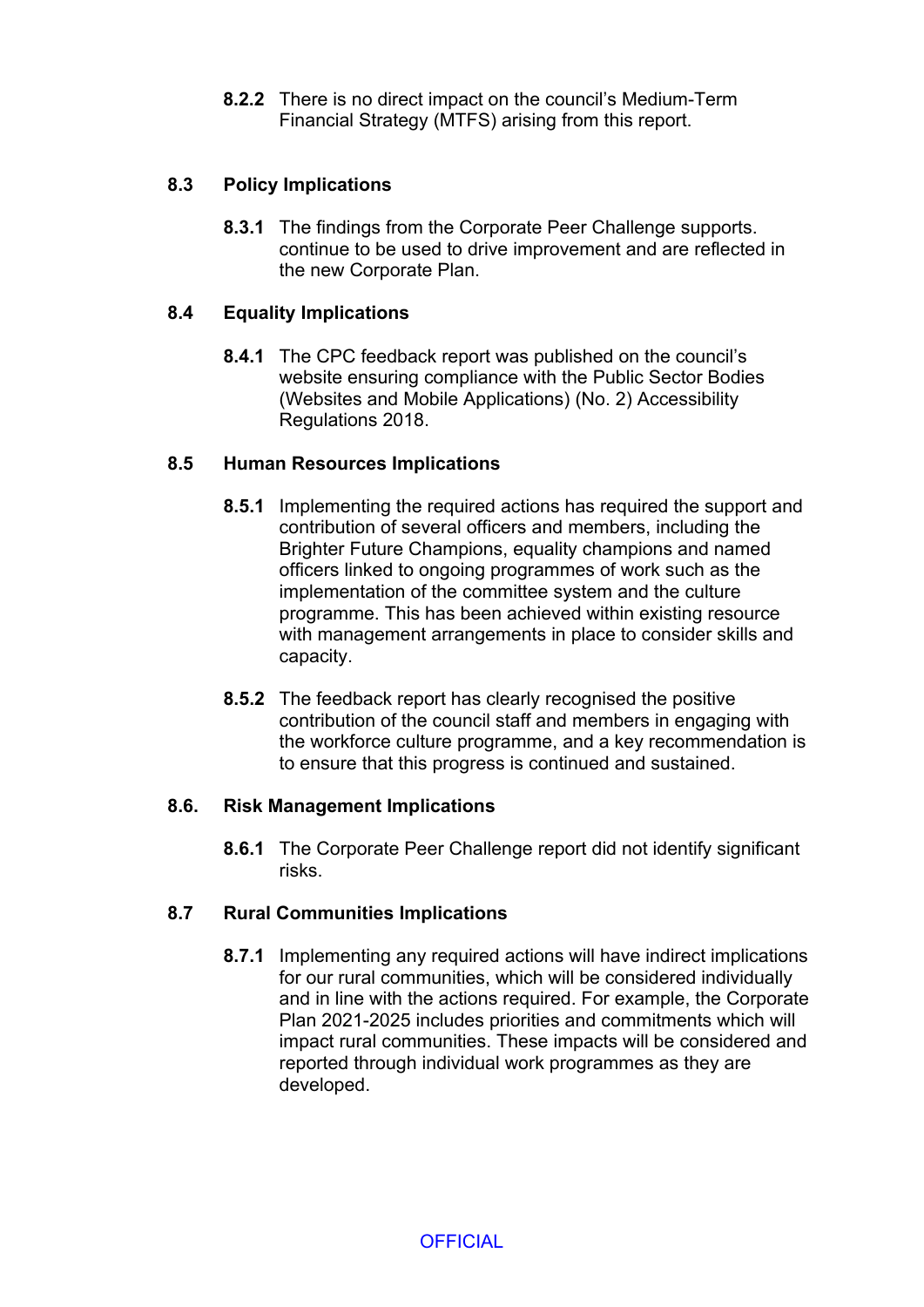**8.2.2** There is no direct impact on the council's Medium-Term Financial Strategy (MTFS) arising from this report.

### 8.3 Policy Implications

**8.3.1** The findings from the Corporate Peer Challenge supports. continue to be used to drive improvement and are reflected in the new Corporate Plan.

### 8.4 Equality Implications

**8.4.1** The CPC feedback report was published on the council's website ensuring compliance with the Public Sector Bodies (Websites and Mobile Applications) (No. 2) Accessibility Regulations 2018.

### 8.5 Human Resources Implications

**8.5.1** Implementing the required actions has required the support and contribution of several officers and members, including the Brighter Future Champions, equality champions and named officers linked to ongoing programmes of work such as the implementation of the committee system and the culture programme. This has been achieved within existing resource with management arrangements in place to consider skills and capacity.

**8.5.2** The feedback report has clearly recognised the positive contribution of the council staff and members in engaging with the workforce culture programme, and a key recommendation is to ensure that this progress is continued and sustained.

### 8.6. Risk Management Implications

**8.6.1** The Corporate Peer Challenge report did not identify significant risks.

### 8.7 Rural Communities Implications

**8.7.1** Implementing any required actions will have indirect implications for our rural communities, which will be considered individually and in line with the actions required. For example, the Corporate Plan 2021-2025 includes priorities and commitments which will impact rural communities. These impacts will be considered and reported through individual work programmes as they are developed.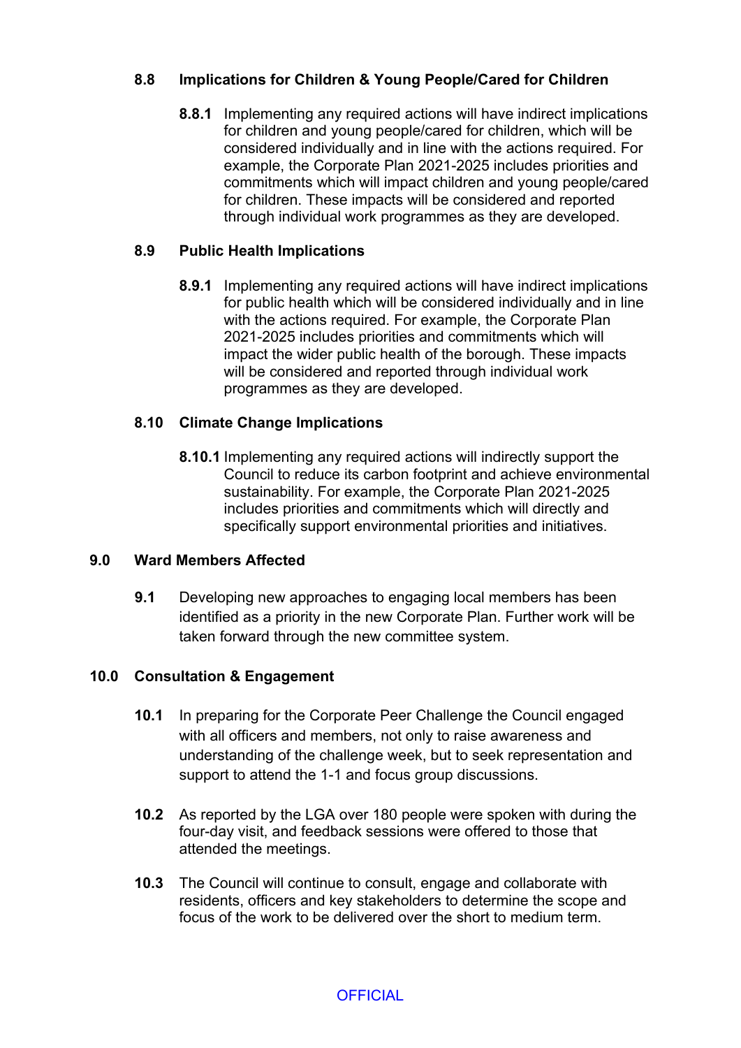### 8.8 Implications for Children & Young People/Cared for Children

**8.8.1** Implementing any required actions will have indirect implications for children and young people/cared for children, which will be considered individually and in line with the actions required. For example, the Corporate Plan 2021-2025 includes priorities and commitments which will impact children and young people/cared for children. These impacts will be considered and reported through individual work programmes as they are developed.

### 8.9 Public Health Implications

**8.9.1** Implementing any required actions will have indirect implications for public health which will be considered individually and in line with the actions required. For example, the Corporate Plan 2021-2025 includes priorities and commitments which will impact the wider public health of the borough. These impacts will be considered and reported through individual work programmes as they are developed.

### 8.10 Climate Change Implications

**8.10.1** Implementing any required actions will indirectly support the Council to reduce its carbon footprint and achieve environmental sustainability. For example, the Corporate Plan 2021-2025 includes priorities and commitments which will directly and specifically support environmental priorities and initiatives.

## 9.0 Ward Members Affected

**9.1** Developing new approaches to engaging local members has been identified as a priority in the new Corporate Plan. Further work will be taken forward through the new committee system.

## 10.0 Consultation & Engagement

**10.1** In preparing for the Corporate Peer Challenge the Council engaged with all officers and members, not only to raise awareness and understanding of the challenge week, but to seek representation and support to attend the 1-1 and focus group discussions.

**10.2** As reported by the LGA over 180 people were spoken with during the four-day visit, and feedback sessions were offered to those that attended the meetings.

**10.3** The Council will continue to consult, engage and collaborate with residents, officers and key stakeholders to determine the scope and focus of the work to be delivered over the short to medium term.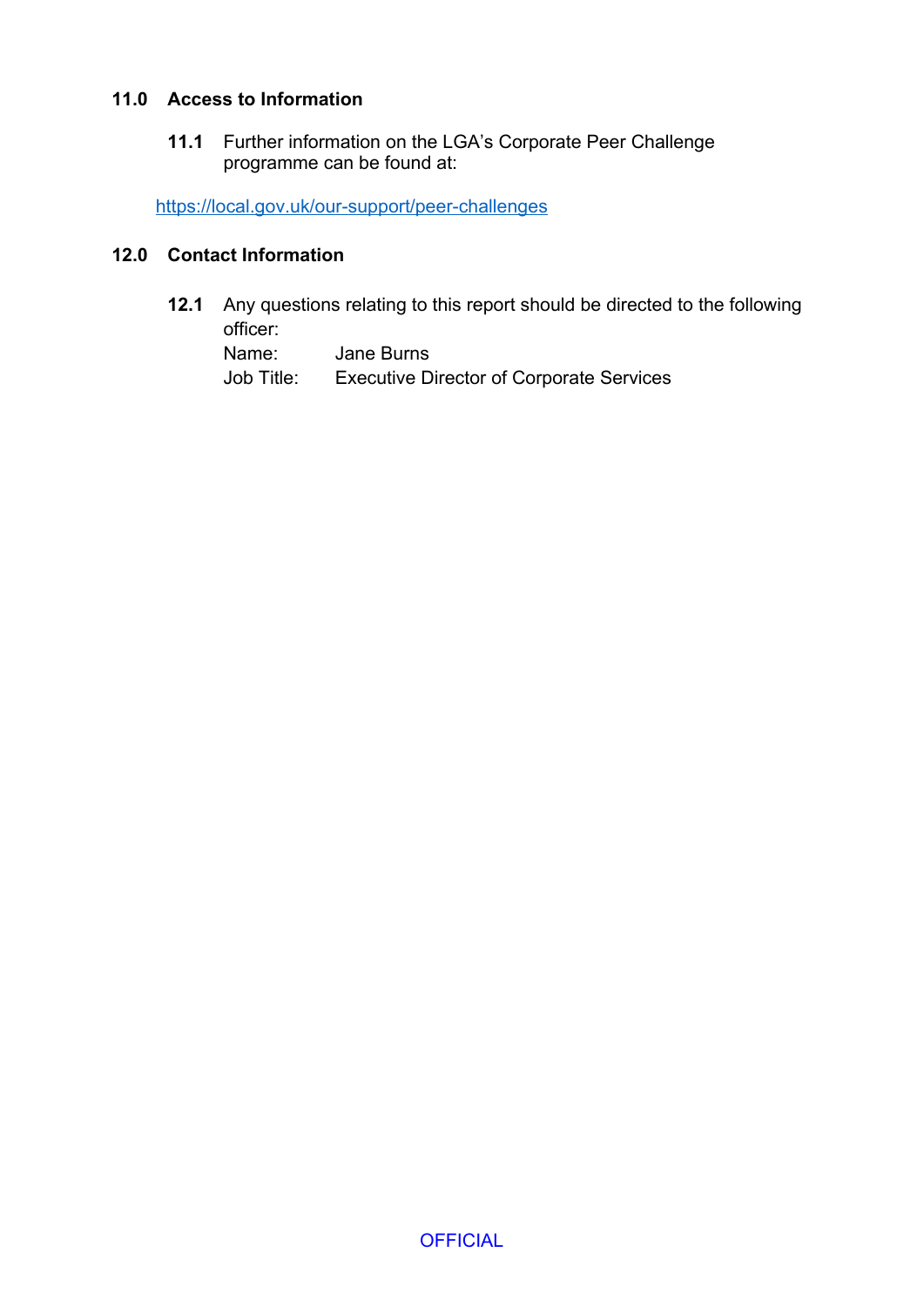## 11.0 Access to Information

**11.1** Further information on the LGA's Corporate Peer Challenge programme can be found at:

https://local.gov.uk/our-support/peer-challenges

## 12.0 Contact Information

**12.1** Any questions relating to this report should be directed to the following officer:

Name: Jane Burns
Job Title: Executive Director of Corporate Services

OFFICIAL